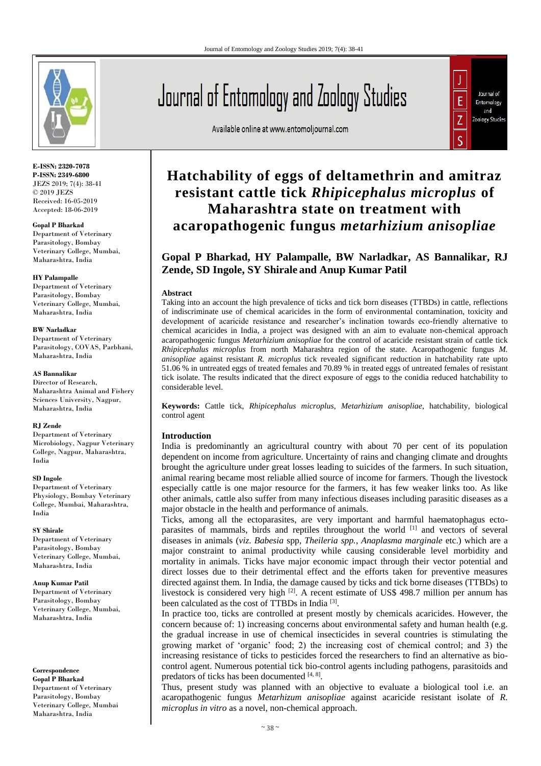E-ISSN: 2320-7078
P-ISSN: 2349-6800
JEZS 2019; 7(4): 38-41
© 2019 JEZS
Received: 16-05-2019
Accepted: 18-06-2019

**Gopal P Bharkad**
Department of Veterinary Parasitology, Bombay Veterinary College, Mumbai, Maharashtra, India

**HY Palampalle**
Department of Veterinary Parasitology, Bombay Veterinary College, Mumbai, Maharashtra, India

**BW Narladkar**
Department of Veterinary Parasitology, COVAS, Parbhani, Maharashtra, India

**AS Bannalikar**
Director of Research, Maharashtra Animal and Fishery Sciences University, Nagpur, Maharashtra, India

**RJ Zende**
Department of Veterinary Microbiology, Nagpur Veterinary College, Nagpur, Maharashtra, India

**SD Ingole**
Department of Veterinary Physiology, Bombay Veterinary College, Mumbai, Maharashtra, India

**SY Shirale**
Department of Veterinary Parasitology, Bombay Veterinary College, Mumbai, Maharashtra, India

**Anup Kumar Patil**
Department of Veterinary Parasitology, Bombay Veterinary College, Mumbai, Maharashtra, India

**Correspondence**
**Gopal P Bharkad**
Department of Veterinary Parasitology, Bombay Veterinary College, Mumbai Maharashtra, India

# Hatchability of eggs of deltamethrin and amitraz resistant cattle tick *Rhipicephalus microplus* of Maharashtra state on treatment with acaropathogenic fungus *metarhizium anisopliae*

**Gopal P Bharkad, HY Palampalle, BW Narladkar, AS Bannalikar, RJ Zende, SD Ingole, SY Shirale and Anup Kumar Patil**

## Abstract

Taking into an account the high prevalence of ticks and tick born diseases (TTBDs) in cattle, reflections of indiscriminate use of chemical acaricides in the form of environmental contamination, toxicity and development of acaricide resistance and researcher's inclination towards eco-friendly alternative to chemical acaricides in India, a project was designed with an aim to evaluate non-chemical approach acaropathogenic fungus *Metarhizium anisopliae* for the control of acaricide resistant strain of cattle tick *Rhipicephalus microplus* from north Maharashtra region of the state. Acaropathogenic fungus *M. anisopliae* against resistant *R. microplus* tick revealed significant reduction in hatchability rate upto 51.06 % in untreated eggs of treated females and 70.89 % in treated eggs of untreated females of resistant tick isolate. The results indicated that the direct exposure of eggs to the conidia reduced hatchability to considerable level.

**Keywords:** Cattle tick, *Rhipicephalus microplus*, *Metarhizium anisopliae*, hatchability, biological control agent

## Introduction

India is predominantly an agricultural country with about 70 per cent of its population dependent on income from agriculture. Uncertainty of rains and changing climate and droughts brought the agriculture under great losses leading to suicides of the farmers. In such situation, animal rearing became most reliable allied source of income for farmers. Though the livestock especially cattle is one major resource for the farmers, it has few weaker links too. As like other animals, cattle also suffer from many infectious diseases including parasitic diseases as a major obstacle in the health and performance of animals.

Ticks, among all the ectoparasites, are very important and harmful haematophagus ecto-parasites of mammals, birds and reptiles throughout the world [1] and vectors of several diseases in animals (*viz. Babesia* spp, *Theileria spp.*, *Anaplasma marginale* etc.) which are a major constraint to animal productivity while causing considerable level morbidity and mortality in animals. Ticks have major economic impact through their vector potential and direct losses due to their detrimental effect and the efforts taken for preventive measures directed against them. In India, the damage caused by ticks and tick borne diseases (TTBDs) to livestock is considered very high [2]. A recent estimate of US$ 498.7 million per annum has been calculated as the cost of TTBDs in India [3].

In practice too, ticks are controlled at present mostly by chemicals acaricides. However, the concern because of: 1) increasing concerns about environmental safety and human health (e.g. the gradual increase in use of chemical insecticides in several countries is stimulating the growing market of 'organic' food; 2) the increasing cost of chemical control; and 3) the increasing resistance of ticks to pesticides forced the researchers to find an alternative as bio-control agent. Numerous potential tick bio-control agents including pathogens, parasitoids and predators of ticks has been documented [4, 8].

Thus, present study was planned with an objective to evaluate a biological tool i.e. an acaropathogenic fungus *Metarhizum anisopliae* against acaricide resistant isolate of *R. microplus in vitro* as a novel, non-chemical approach.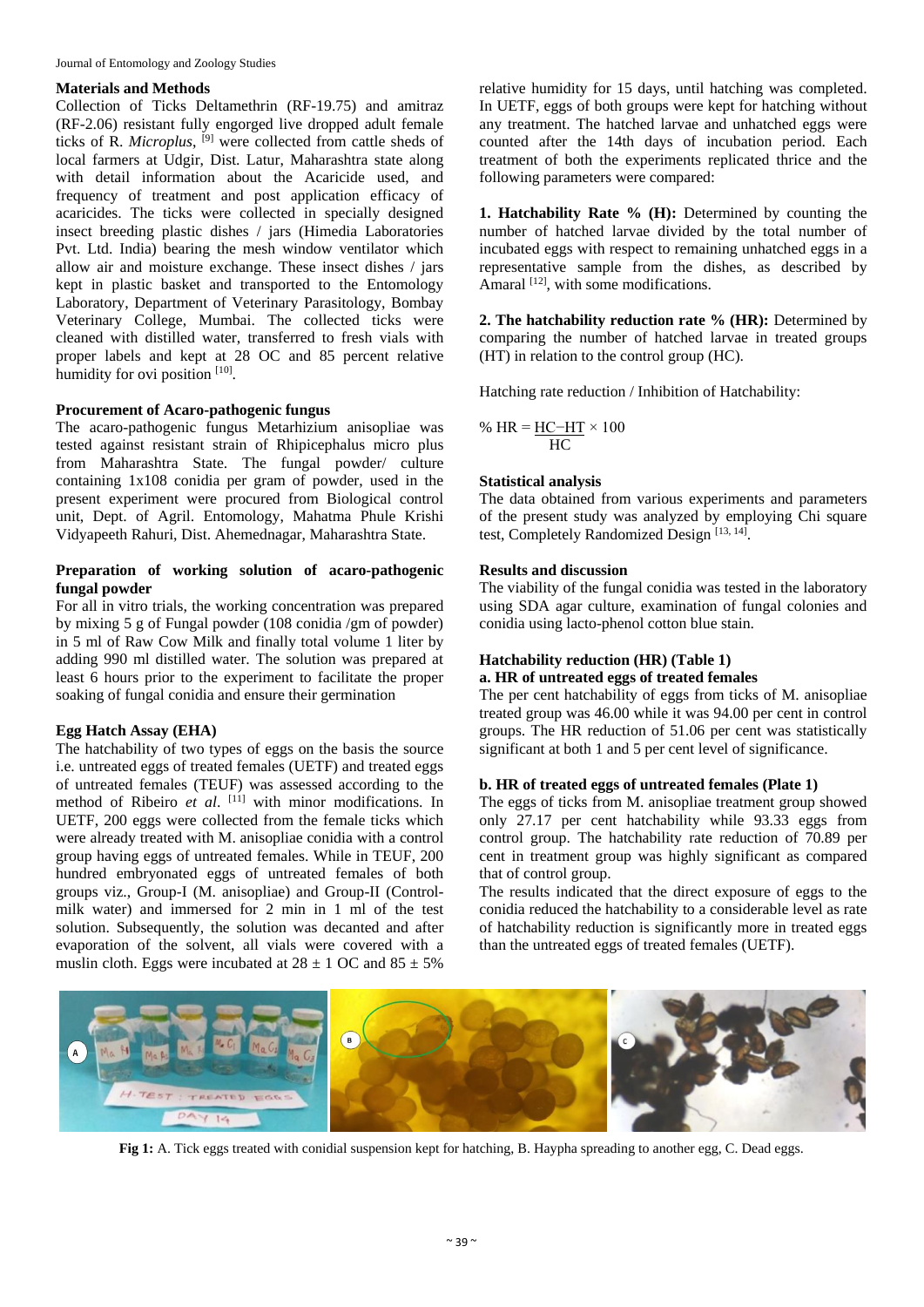## Materials and Methods

Collection of Ticks Deltamethrin (RF-19.75) and amitraz (RF-2.06) resistant fully engorged live dropped adult female ticks of R. *Microplus*, [9] were collected from cattle sheds of local farmers at Udgir, Dist. Latur, Maharashtra state along with detail information about the Acaricide used, and frequency of treatment and post application efficacy of acaricides. The ticks were collected in specially designed insect breeding plastic dishes / jars (Himedia Laboratories Pvt. Ltd. India) bearing the mesh window ventilator which allow air and moisture exchange. These insect dishes / jars kept in plastic basket and transported to the Entomology Laboratory, Department of Veterinary Parasitology, Bombay Veterinary College, Mumbai. The collected ticks were cleaned with distilled water, transferred to fresh vials with proper labels and kept at 28 OC and 85 percent relative humidity for ovi position [10].

### Procurement of Acaro-pathogenic fungus

The acaro-pathogenic fungus Metarhizium anisopliae was tested against resistant strain of Rhipicephalus micro plus from Maharashtra State. The fungal powder/ culture containing 1x108 conidia per gram of powder, used in the present experiment were procured from Biological control unit, Dept. of Agril. Entomology, Mahatma Phule Krishi Vidyapeeth Rahuri, Dist. Ahemednagar, Maharashtra State.

### Preparation of working solution of acaro-pathogenic fungal powder

For all in vitro trials, the working concentration was prepared by mixing 5 g of Fungal powder (108 conidia /gm of powder) in 5 ml of Raw Cow Milk and finally total volume 1 liter by adding 990 ml distilled water. The solution was prepared at least 6 hours prior to the experiment to facilitate the proper soaking of fungal conidia and ensure their germination

### Egg Hatch Assay (EHA)

The hatchability of two types of eggs on the basis the source i.e. untreated eggs of treated females (UETF) and treated eggs of untreated females (TEUF) was assessed according to the method of Ribeiro *et al*. [11] with minor modifications. In UETF, 200 eggs were collected from the female ticks which were already treated with M. anisopliae conidia with a control group having eggs of untreated females. While in TEUF, 200 hundred embryonated eggs of untreated females of both groups viz., Group-I (M. anisopliae) and Group-II (Control-milk water) and immersed for 2 min in 1 ml of the test solution. Subsequently, the solution was decanted and after evaporation of the solvent, all vials were covered with a muslin cloth. Eggs were incubated at 28 ± 1 OC and 85 ± 5% relative humidity for 15 days, until hatching was completed. In UETF, eggs of both groups were kept for hatching without any treatment. The hatched larvae and unhatched eggs were counted after the 14th days of incubation period. Each treatment of both the experiments replicated thrice and the following parameters were compared:

**1. Hatchability Rate % (H):** Determined by counting the number of hatched larvae divided by the total number of incubated eggs with respect to remaining unhatched eggs in a representative sample from the dishes, as described by Amaral [12], with some modifications.

**2. The hatchability reduction rate % (HR):** Determined by comparing the number of hatched larvae in treated groups (HT) in relation to the control group (HC).

Hatching rate reduction / Inhibition of Hatchability:

$$\% \text{ HR} = \frac{HC - HT}{HC} \times 100$$

### Statistical analysis

The data obtained from various experiments and parameters of the present study was analyzed by employing Chi square test, Completely Randomized Design [13, 14].

## Results and discussion

The viability of the fungal conidia was tested in the laboratory using SDA agar culture, examination of fungal colonies and conidia using lacto-phenol cotton blue stain.

### Hatchability reduction (HR) (Table 1)

#### a. HR of untreated eggs of treated females

The per cent hatchability of eggs from ticks of M. anisopliae treated group was 46.00 while it was 94.00 per cent in control groups. The HR reduction of 51.06 per cent was statistically significant at both 1 and 5 per cent level of significance.

#### b. HR of treated eggs of untreated females (Plate 1)

The eggs of ticks from M. anisopliae treatment group showed only 27.17 per cent hatchability while 93.33 eggs from control group. The hatchability rate reduction of 70.89 per cent in treatment group was highly significant as compared that of control group.

The results indicated that the direct exposure of eggs to the conidia reduced the hatchability to a considerable level as rate of hatchability reduction is significantly more in treated eggs than the untreated eggs of treated females (UETF).

**Fig 1:** A. Tick eggs treated with conidial suspension kept for hatching, B. Haypha spreading to another egg, C. Dead eggs.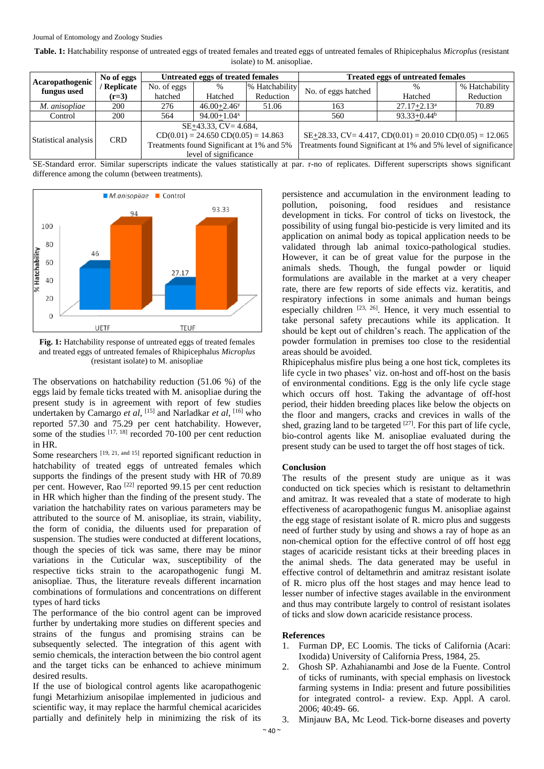**Table. 1:** Hatchability response of untreated eggs of treated females and treated eggs of untreated females of Rhipicephalus *Microplus* (resistant isolate) to M. anisopliae.

| Acaropathogenic fungus used | No of eggs / Replicate (r=3) | Untreated eggs of treated females | | | Treated eggs of untreated females | | |
|---|---|---|---|---|---|---|---|
| | | No. of eggs hatched | % Hatched | % Hatchability Reduction | No. of eggs hatched | % Hatched | % Hatchability Reduction |
| *M. anisopliae* | 200 | 276 | 46.00±2.46[y] | 51.06 | 163 | 27.17±2.13[a] | 70.89 |
| Control | 200 | 564 | 94.00±1.04[x] | | 560 | 93.33±0.44[b] | |
| Statistical analysis | CRD | SE±43.33, CV= 4.684, CD(0.01) = 24.650 CD(0.05) = 14.863 Treatments found Significant at 1% and 5% level of significance | | | SE±28.33, CV= 4.417, CD(0.01) = 20.010 CD(0.05) = 12.065 Treatments found Significant at 1% and 5% level of significance | | |

SE-Standard error. Similar superscripts indicate the values statistically at par. r-no of replicates. Different superscripts shows significant difference among the column (between treatments).

**Fig. 1:** Hatchability response of untreated eggs of treated females and treated eggs of untreated females of Rhipicephalus *Microplus* (resistant isolate) to M. anisopliae

The observations on hatchability reduction (51.06 %) of the eggs laid by female ticks treated with M. anisopliae during the present study is in agreement with report of few studies undertaken by Camargo *et al*, [15] and Narladkar *et al*, [16] who reported 57.30 and 75.29 per cent hatchability. However, some of the studies [17, 18] recorded 70-100 per cent reduction in HR.

Some researchers [19, 21, and 15] reported significant reduction in hatchability of treated eggs of untreated females which supports the findings of the present study with HR of 70.89 per cent. However, Rao [22] reported 99.15 per cent reduction in HR which higher than the finding of the present study. The variation the hatchability rates on various parameters may be attributed to the source of M. anisopliae, its strain, viability, the form of conidia, the diluents used for preparation of suspension. The studies were conducted at different locations, though the species of tick was same, there may be minor variations in the Cuticular wax, susceptibility of the respective ticks strain to the acaropathogenic fungi M. anisopliae. Thus, the literature reveals different incarnation combinations of formulations and concentrations on different types of hard ticks

The performance of the bio control agent can be improved further by undertaking more studies on different species and strains of the fungus and promising strains can be subsequently selected. The integration of this agent with semio chemicals, the interaction between the bio control agent and the target ticks can be enhanced to achieve minimum desired results.

If the use of biological control agents like acaropathogenic fungi Metarhizium anisopilae implemented in judicious and scientific way, it may replace the harmful chemical acaricides partially and definitely help in minimizing the risk of its persistence and accumulation in the environment leading to pollution, poisoning, food residues and resistance development in ticks. For control of ticks on livestock, the possibility of using fungal bio-pesticide is very limited and its application on animal body as topical application needs to be validated through lab animal toxico-pathological studies. However, it can be of great value for the purpose in the animals sheds. Though, the fungal powder or liquid formulations are available in the market at a very cheaper rate, there are few reports of side effects viz. keratitis, and respiratory infections in some animals and human beings especially children [23, 26]. Hence, it very much essential to take personal safety precautions while its application. It should be kept out of children's reach. The application of the powder formulation in premises too close to the residential areas should be avoided.

Rhipicephalus misfire plus being a one host tick, completes its life cycle in two phases' viz. on-host and off-host on the basis of environmental conditions. Egg is the only life cycle stage which occurs off host. Taking the advantage of off-host period, their hidden breeding places like below the objects on the floor and mangers, cracks and crevices in walls of the shed, grazing land to be targeted [27]. For this part of life cycle, bio-control agents like M. anisopliae evaluated during the present study can be used to target the off host stages of tick.

## Conclusion

The results of the present study are unique as it was conducted on tick species which is resistant to deltamethrin and amitraz. It was revealed that a state of moderate to high effectiveness of acaropathogenic fungus M. anisopliae against the egg stage of resistant isolate of R. micro plus and suggests need of further study by using and shows a ray of hope as an non-chemical option for the effective control of off host egg stages of acaricide resistant ticks at their breeding places in the animal sheds. The data generated may be useful in effective control of deltamethrin and amitraz resistant isolate of R. micro plus off the host stages and may hence lead to lesser number of infective stages available in the environment and thus may contribute largely to control of resistant isolates of ticks and slow down acaricide resistance process.

## References

1. Furman DP, EC Loomis. The ticks of California (Acari: Ixodida) University of California Press, 1984, 25.
2. Ghosh SP. Azhahianambi and Jose de la Fuente. Control of ticks of ruminants, with special emphasis on livestock farming systems in India: present and future possibilities for integrated control- a review. Exp. Appl. A carol. 2006; 40:49- 66.
3. Minjauw BA, Mc Leod. Tick-borne diseases and poverty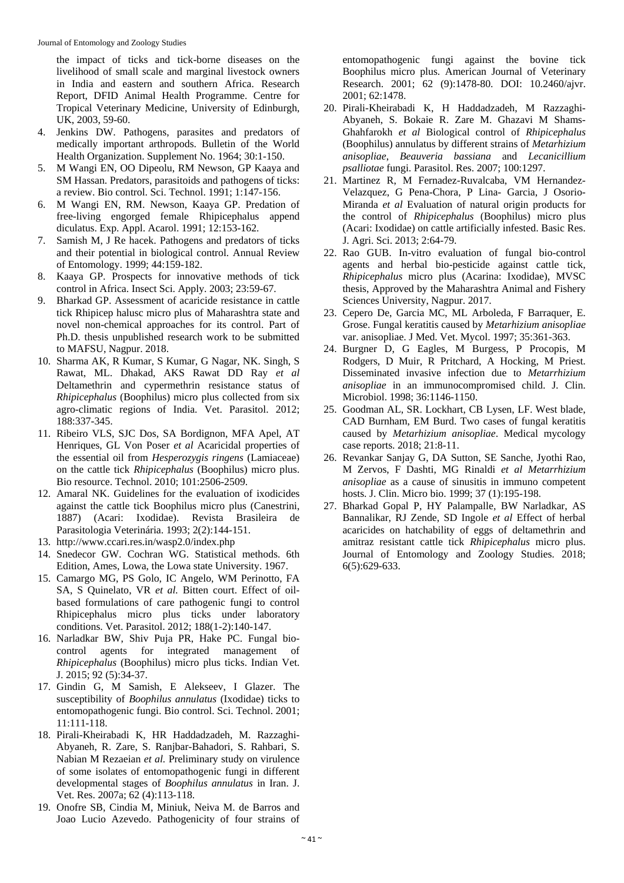the impact of ticks and tick-borne diseases on the livelihood of small scale and marginal livestock owners in India and eastern and southern Africa. Research Report, DFID Animal Health Programme. Centre for Tropical Veterinary Medicine, University of Edinburgh, UK, 2003, 59-60.

4. Jenkins DW. Pathogens, parasites and predators of medically important arthropods. Bulletin of the World Health Organization. Supplement No. 1964; 30:1-150.
5. M Wangi EN, OO Dipeolu, RM Newson, GP Kaaya and SM Hassan. Predators, parasitoids and pathogens of ticks: a review. Bio control. Sci. Technol. 1991; 1:147-156.
6. M Wangi EN, RM. Newson, Kaaya GP. Predation of free-living engorged female Rhipicephalus append diculatus. Exp. Appl. Acarol. 1991; 12:153-162.
7. Samish M, J Re hacek. Pathogens and predators of ticks and their potential in biological control. Annual Review of Entomology. 1999; 44:159-182.
8. Kaaya GP. Prospects for innovative methods of tick control in Africa. Insect Sci. Apply. 2003; 23:59-67.
9. Bharkad GP. Assessment of acaricide resistance in cattle tick Rhipicep halusc micro plus of Maharashtra state and novel non-chemical approaches for its control. Part of Ph.D. thesis unpublished research work to be submitted to MAFSU, Nagpur. 2018.
10. Sharma AK, R Kumar, S Kumar, G Nagar, NK. Singh, S Rawat, ML. Dhakad, AKS Rawat DD Ray *et al* Deltamethrin and cypermethrin resistance status of *Rhipicephalus* (Boophilus) micro plus collected from six agro-climatic regions of India. Vet. Parasitol. 2012; 188:337-345.
11. Ribeiro VLS, SJC Dos, SA Bordignon, MFA Apel, AT Henriques, GL Von Poser *et al* Acaricidal properties of the essential oil from *Hesperozygis ringens* (Lamiaceae) on the cattle tick *Rhipicephalus* (Boophilus) micro plus. Bio resource. Technol. 2010; 101:2506-2509.
12. Amaral NK. Guidelines for the evaluation of ixodicides against the cattle tick Boophilus micro plus (Canestrini, 1887) (Acari: Ixodidae). Revista Brasileira de Parasitologia Veterinária. 1993; 2(2):144-151.
13. http://www.ccari.res.in/wasp2.0/index.php
14. Snedecor GW. Cochran WG. Statistical methods. 6th Edition, Ames, Lowa, the Lowa state University. 1967.
15. Camargo MG, PS Golo, IC Angelo, WM Perinotto, FA SA, S Quinelato, VR *et al.* Bitten court. Effect of oil-based formulations of care pathogenic fungi to control Rhipicephalus micro plus ticks under laboratory conditions. Vet. Parasitol. 2012; 188(1-2):140-147.
16. Narladkar BW, Shiv Puja PR, Hake PC. Fungal bio-control agents for integrated management of *Rhipicephalus* (Boophilus) micro plus ticks. Indian Vet. J. 2015; 92 (5):34-37.
17. Gindin G, M Samish, E Alekseev, I Glazer. The susceptibility of *Boophilus annulatus* (Ixodidae) ticks to entomopathogenic fungi. Bio control. Sci. Technol. 2001; 11:111-118.
18. Pirali-Kheirabadi K, HR Haddadzadeh, M. Razzaghi-Abyaneh, R. Zare, S. Ranjbar-Bahadori, S. Rahbari, S. Nabian M Rezaeian *et al.* Preliminary study on virulence of some isolates of entomopathogenic fungi in different developmental stages of *Boophilus annulatus* in Iran. J. Vet. Res. 2007a; 62 (4):113-118.
19. Onofre SB, Cindia M, Miniuk, Neiva M. de Barros and Joao Lucio Azevedo. Pathogenicity of four strains of entomopathogenic fungi against the bovine tick Boophilus micro plus. American Journal of Veterinary Research. 2001; 62 (9):1478-80. DOI: 10.2460/ajvr. 2001; 62:1478.
20. Pirali-Kheirabadi K, H Haddadzadeh, M Razzaghi-Abyaneh, S. Bokaie R. Zare M. Ghazavi M Shams-Ghahfarokh *et al* Biological control of *Rhipicephalus* (Boophilus) annulatus by different strains of *Metarhizium anisopliae*, *Beauveria bassiana* and *Lecanicillium psalliotae* fungi. Parasitol. Res. 2007; 100:1297.
21. Martinez R, M Fernadez-Ruvalcaba, VM Hernandez-Velazquez, G Pena-Chora, P Lina- Garcia, J Osorio-Miranda *et al* Evaluation of natural origin products for the control of *Rhipicephalus* (Boophilus) micro plus (Acari: Ixodidae) on cattle artificially infested. Basic Res. J. Agri. Sci. 2013; 2:64-79.
22. Rao GUB. In-vitro evaluation of fungal bio-control agents and herbal bio-pesticide against cattle tick, *Rhipicephalus* micro plus (Acarina: Ixodidae), MVSC thesis, Approved by the Maharashtra Animal and Fishery Sciences University, Nagpur. 2017.
23. Cepero De, Garcia MC, ML Arboleda, F Barraquer, E. Grose. Fungal keratitis caused by *Metarhizium anisopliae* var. anisopliae. J Med. Vet. Mycol. 1997; 35:361-363.
24. Burgner D, G Eagles, M Burgess, P Procopis, M Rodgers, D Muir, R Pritchard, A Hocking, M Priest. Disseminated invasive infection due to *Metarrhizium anisopliae* in an immunocompromised child. J. Clin. Microbiol. 1998; 36:1146-1150.
25. Goodman AL, SR. Lockhart, CB Lysen, LF. West blade, CAD Burnham, EM Burd. Two cases of fungal keratitis caused by *Metarhizium anisopliae*. Medical mycology case reports. 2018; 21:8-11.
26. Revankar Sanjay G, DA Sutton, SE Sanche, Jyothi Rao, M Zervos, F Dashti, MG Rinaldi *et al Metarrhizium anisopliae* as a cause of sinusitis in immuno competent hosts. J. Clin. Micro bio. 1999; 37 (1):195-198.
27. Bharkad Gopal P, HY Palampalle, BW Narladkar, AS Bannalikar, RJ Zende, SD Ingole *et al* Effect of herbal acaricides on hatchability of eggs of deltamethrin and amitraz resistant cattle tick *Rhipicephalus* micro plus. Journal of Entomology and Zoology Studies. 2018; 6(5):629-633.